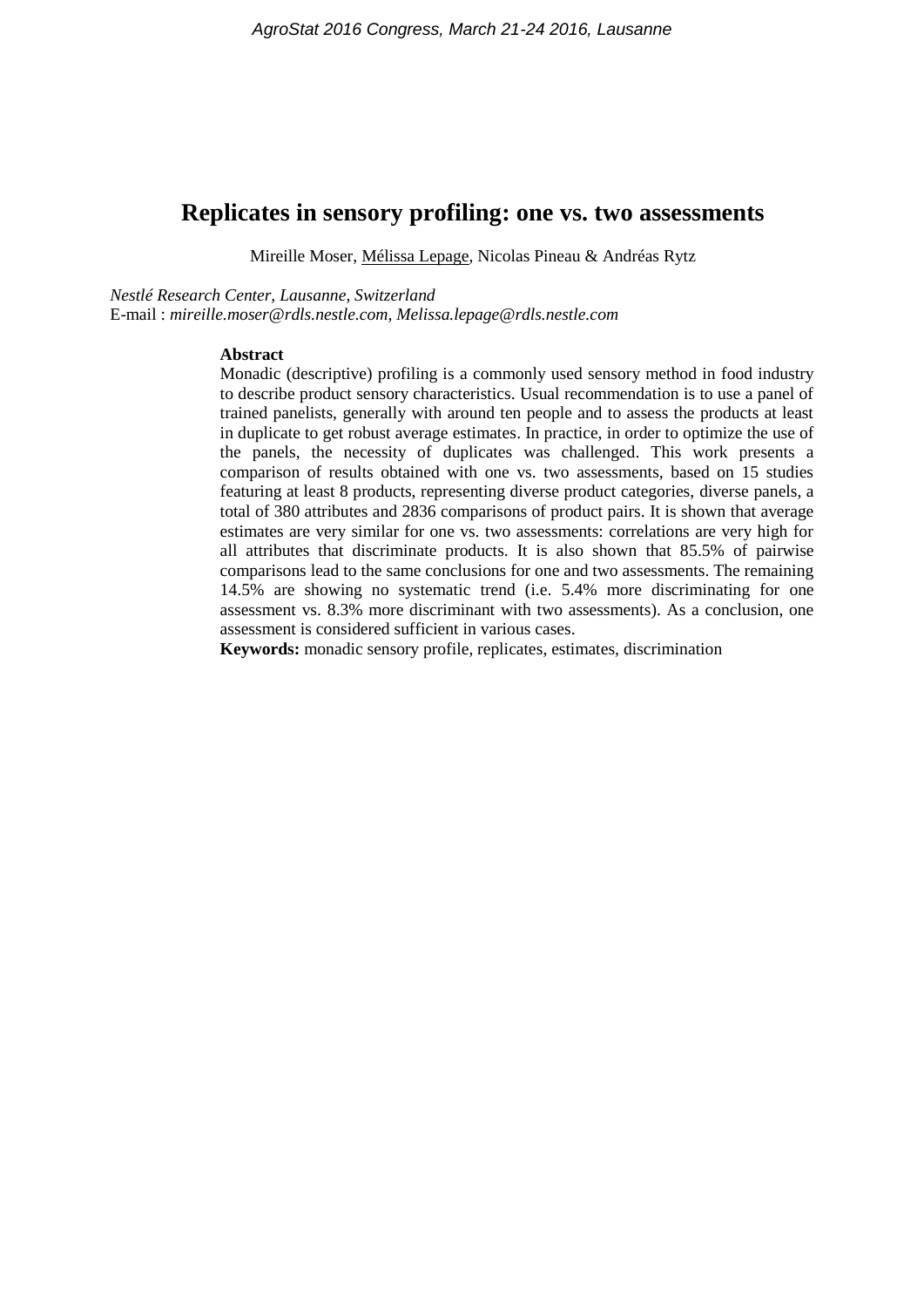# Replicates in sensory profiling: one vs. two assessments

Mireille Moser, Mélissa Lepage, Nicolas Pineau & Andréas Rytz

*Nestlé Research Center, Lausanne, Switzerland*
E-mail : *mireille.moser@rdls.nestle.com, Melissa.lepage@rdls.nestle.com*

**Abstract**

Monadic (descriptive) profiling is a commonly used sensory method in food industry to describe product sensory characteristics. Usual recommendation is to use a panel of trained panelists, generally with around ten people and to assess the products at least in duplicate to get robust average estimates. In practice, in order to optimize the use of the panels, the necessity of duplicates was challenged. This work presents a comparison of results obtained with one vs. two assessments, based on 15 studies featuring at least 8 products, representing diverse product categories, diverse panels, a total of 380 attributes and 2836 comparisons of product pairs. It is shown that average estimates are very similar for one vs. two assessments: correlations are very high for all attributes that discriminate products. It is also shown that 85.5% of pairwise comparisons lead to the same conclusions for one and two assessments. The remaining 14.5% are showing no systematic trend (i.e. 5.4% more discriminating for one assessment vs. 8.3% more discriminant with two assessments). As a conclusion, one assessment is considered sufficient in various cases.

**Keywords:** monadic sensory profile, replicates, estimates, discrimination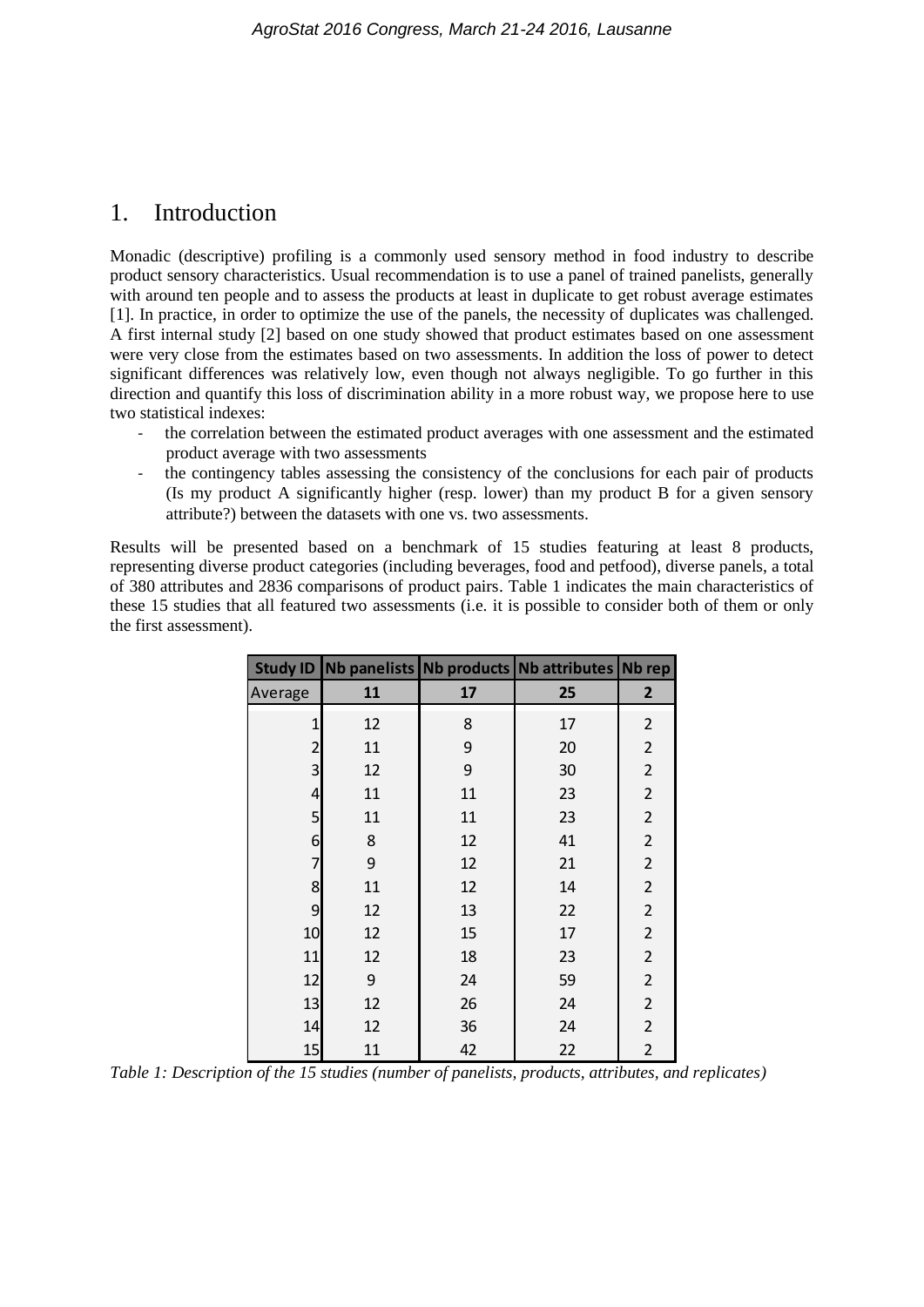# 1. Introduction

Monadic (descriptive) profiling is a commonly used sensory method in food industry to describe product sensory characteristics. Usual recommendation is to use a panel of trained panelists, generally with around ten people and to assess the products at least in duplicate to get robust average estimates [1]. In practice, in order to optimize the use of the panels, the necessity of duplicates was challenged. A first internal study [2] based on one study showed that product estimates based on one assessment were very close from the estimates based on two assessments. In addition the loss of power to detect significant differences was relatively low, even though not always negligible. To go further in this direction and quantify this loss of discrimination ability in a more robust way, we propose here to use two statistical indexes:

- the correlation between the estimated product averages with one assessment and the estimated product average with two assessments
- the contingency tables assessing the consistency of the conclusions for each pair of products (Is my product A significantly higher (resp. lower) than my product B for a given sensory attribute?) between the datasets with one vs. two assessments.

Results will be presented based on a benchmark of 15 studies featuring at least 8 products, representing diverse product categories (including beverages, food and petfood), diverse panels, a total of 380 attributes and 2836 comparisons of product pairs. Table 1 indicates the main characteristics of these 15 studies that all featured two assessments (i.e. it is possible to consider both of them or only the first assessment).

| Study ID | Nb panelists | Nb products | Nb attributes | Nb rep |
|---|---|---|---|---|
| Average | **11** | **17** | **25** | **2** |
| 1 | 12 | 8 | 17 | 2 |
| 2 | 11 | 9 | 20 | 2 |
| 3 | 12 | 9 | 30 | 2 |
| 4 | 11 | 11 | 23 | 2 |
| 5 | 11 | 11 | 23 | 2 |
| 6 | 8 | 12 | 41 | 2 |
| 7 | 9 | 12 | 21 | 2 |
| 8 | 11 | 12 | 14 | 2 |
| 9 | 12 | 13 | 22 | 2 |
| 10 | 12 | 15 | 17 | 2 |
| 11 | 12 | 18 | 23 | 2 |
| 12 | 9 | 24 | 59 | 2 |
| 13 | 12 | 26 | 24 | 2 |
| 14 | 12 | 36 | 24 | 2 |
| 15 | 11 | 42 | 22 | 2 |

*Table 1: Description of the 15 studies (number of panelists, products, attributes, and replicates)*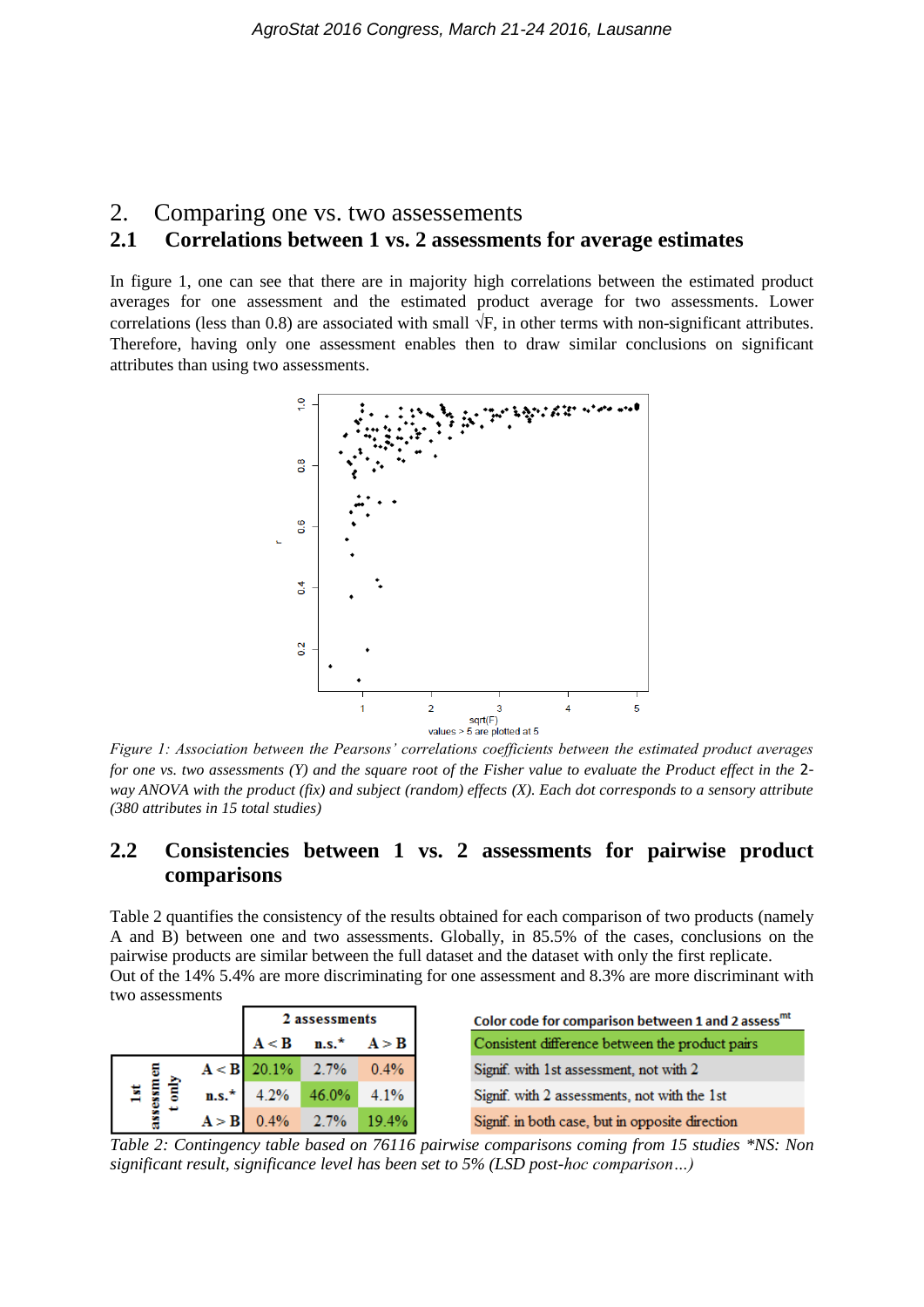# 2. Comparing one vs. two assessements

## 2.1 Correlations between 1 vs. 2 assessments for average estimates

In figure 1, one can see that there are in majority high correlations between the estimated product averages for one assessment and the estimated product average for two assessments. Lower correlations (less than 0.8) are associated with small √F, in other terms with non-significant attributes. Therefore, having only one assessment enables then to draw similar conclusions on significant attributes than using two assessments.

*Figure 1: Association between the Pearsons' correlations coefficients between the estimated product averages for one vs. two assessments (Y) and the square root of the Fisher value to evaluate the Product effect in the 2-way ANOVA with the product (fix) and subject (random) effects (X). Each dot corresponds to a sensory attribute (380 attributes in 15 total studies)*

## 2.2 Consistencies between 1 vs. 2 assessments for pairwise product comparisons

Table 2 quantifies the consistency of the results obtained for each comparison of two products (namely A and B) between one and two assessments. Globally, in 85.5% of the cases, conclusions on the pairwise products are similar between the full dataset and the dataset with only the first replicate.
Out of the 14% 5.4% are more discriminating for one assessment and 8.3% are more discriminant with two assessments

| | | 2 assessments | | |
|---|---|---|---|---|
| | | A < B | n.s.* | A > B |
| 1st assessment only | A < B | 20.1% | 2.7% | 0.4% |
| | n.s.* | 4.2% | 46.0% | 4.1% |
| | A > B | 0.4% | 2.7% | 19.4% |

| Color code for comparison between 1 and 2 assess[mt] |
|---|
| Consistent difference between the product pairs |
| Signif. with 1st assessment, not with 2 |
| Signif. with 2 assessments, not with the 1st |
| Signif. in both case, but in opposite direction |

*Table 2: Contingency table based on 76116 pairwise comparisons coming from 15 studies \*NS: Non significant result, significance level has been set to 5% (LSD post-hoc comparison…)*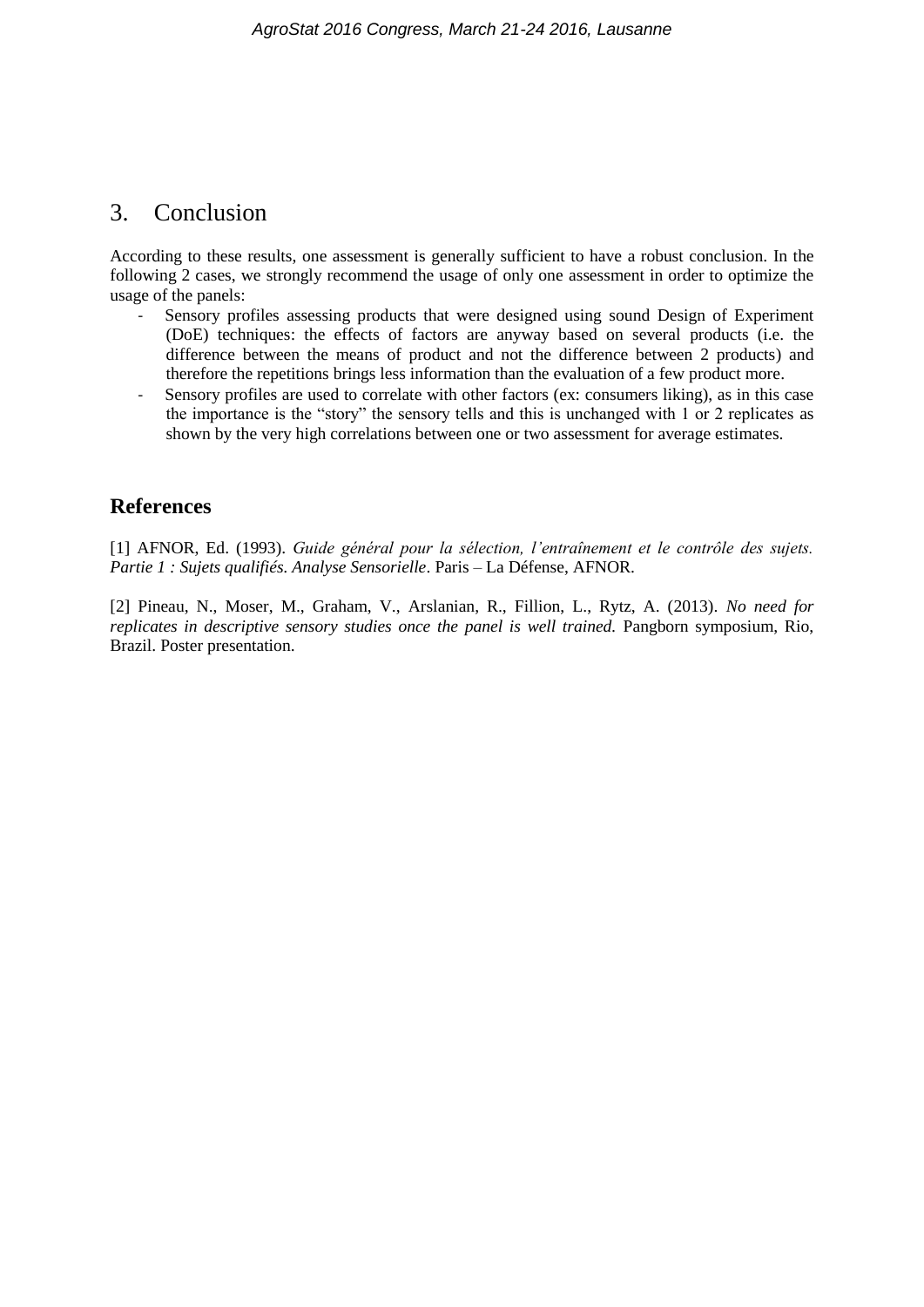## 3. Conclusion

According to these results, one assessment is generally sufficient to have a robust conclusion. In the following 2 cases, we strongly recommend the usage of only one assessment in order to optimize the usage of the panels:

- Sensory profiles assessing products that were designed using sound Design of Experiment (DoE) techniques: the effects of factors are anyway based on several products (i.e. the difference between the means of product and not the difference between 2 products) and therefore the repetitions brings less information than the evaluation of a few product more.
- Sensory profiles are used to correlate with other factors (ex: consumers liking), as in this case the importance is the "story" the sensory tells and this is unchanged with 1 or 2 replicates as shown by the very high correlations between one or two assessment for average estimates.

## References

[1] AFNOR, Ed. (1993). *Guide général pour la sélection, l'entraînement et le contrôle des sujets. Partie 1 : Sujets qualifiés. Analyse Sensorielle*. Paris – La Défense, AFNOR.

[2] Pineau, N., Moser, M., Graham, V., Arslanian, R., Fillion, L., Rytz, A. (2013). *No need for replicates in descriptive sensory studies once the panel is well trained.* Pangborn symposium, Rio, Brazil. Poster presentation.